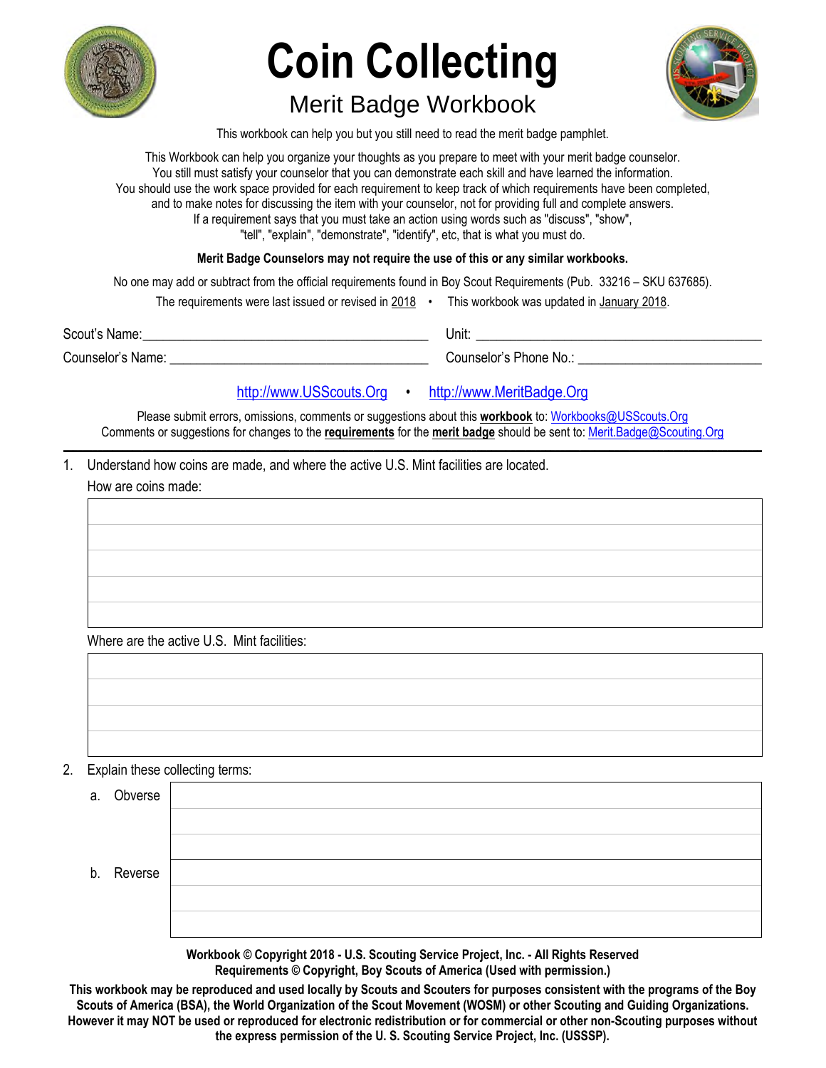# Coin Collecting

## Merit Badge Workbook

This workbook can help you but you still need to read the merit badge pamphlet.

This Workbook can help you organize your thoughts as you prepare to meet with your merit badge counselor.
You still must satisfy your counselor that you can demonstrate each skill and have learned the information.
You should use the work space provided for each requirement to keep track of which requirements have been completed,
and to make notes for discussing the item with your counselor, not for providing full and complete answers.
If a requirement says that you must take an action using words such as "discuss", "show",
"tell", "explain", "demonstrate", "identify", etc, that is what you must do.

**Merit Badge Counselors may not require the use of this or any similar workbooks.**

No one may add or subtract from the official requirements found in Boy Scout Requirements (Pub. 33216 – SKU 637685).

The requirements were last issued or revised in 2018 • This workbook was updated in January 2018.

Scout's Name: ________________________ Unit: ________________________

Counselor's Name: ________________________ Counselor's Phone No.: ________________________

http://www.USScouts.Org • http://www.MeritBadge.Org

Please submit errors, omissions, comments or suggestions about this **workbook** to: Workbooks@USScouts.Org
Comments or suggestions for changes to the **requirements** for the **merit badge** should be sent to: Merit.Badge@Scouting.Org

---

1. Understand how coins are made, and where the active U.S. Mint facilities are located.

   How are coins made:

   Where are the active U.S. Mint facilities:

2. Explain these collecting terms:

   a. Obverse

   b. Reverse

**Workbook © Copyright 2018 - U.S. Scouting Service Project, Inc. - All Rights Reserved**
**Requirements © Copyright, Boy Scouts of America (Used with permission.)**

**This workbook may be reproduced and used locally by Scouts and Scouters for purposes consistent with the programs of the Boy Scouts of America (BSA), the World Organization of the Scout Movement (WOSM) or other Scouting and Guiding Organizations. However it may NOT be used or reproduced for electronic redistribution or for commercial or other non-Scouting purposes without the express permission of the U. S. Scouting Service Project, Inc. (USSSP).**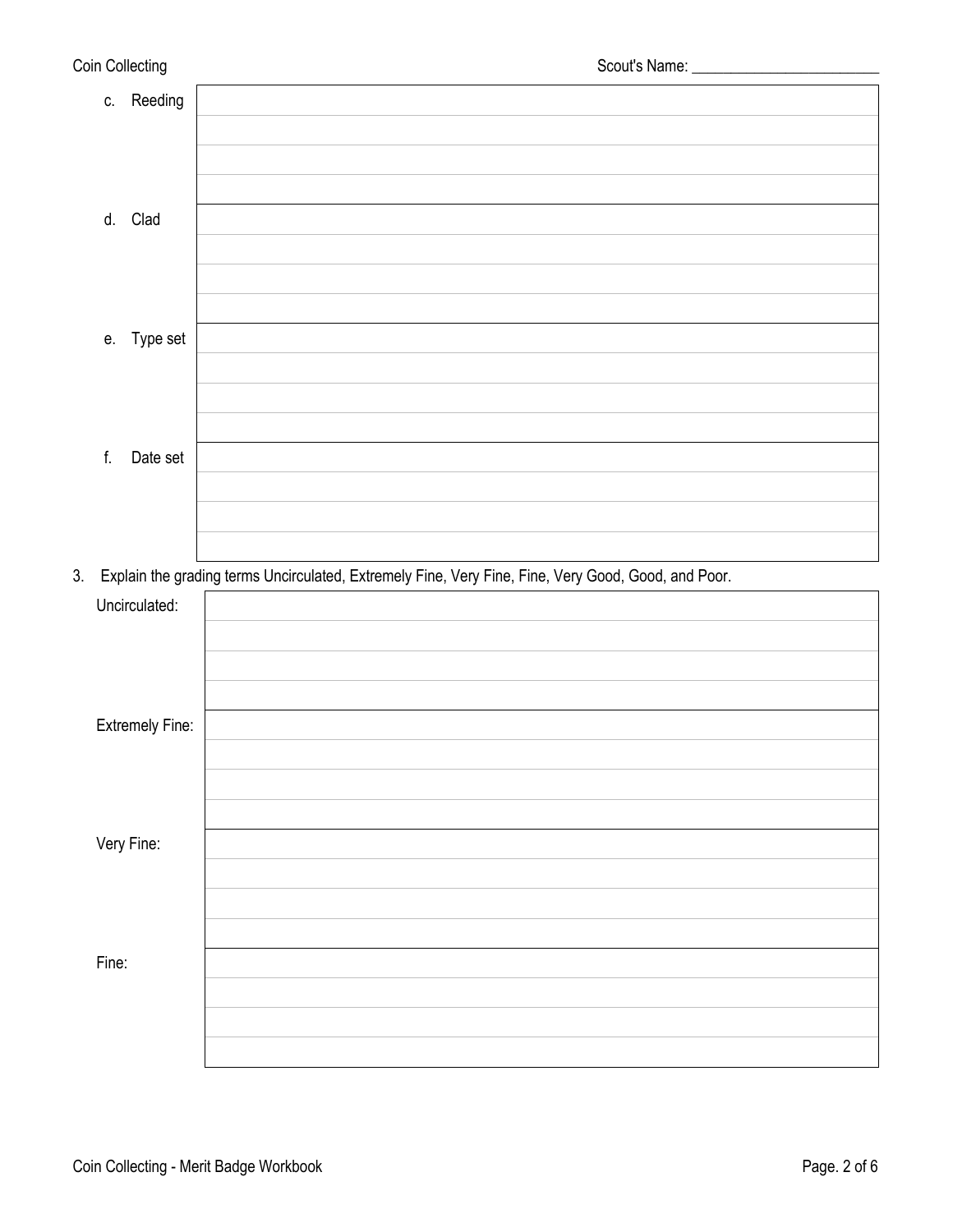Scout's Name: ________________________

c. Reeding

d. Clad

e. Type set

f. Date set

3. Explain the grading terms Uncirculated, Extremely Fine, Very Fine, Fine, Very Good, Good, and Poor.

Uncirculated:

Extremely Fine:

Very Fine:

Fine: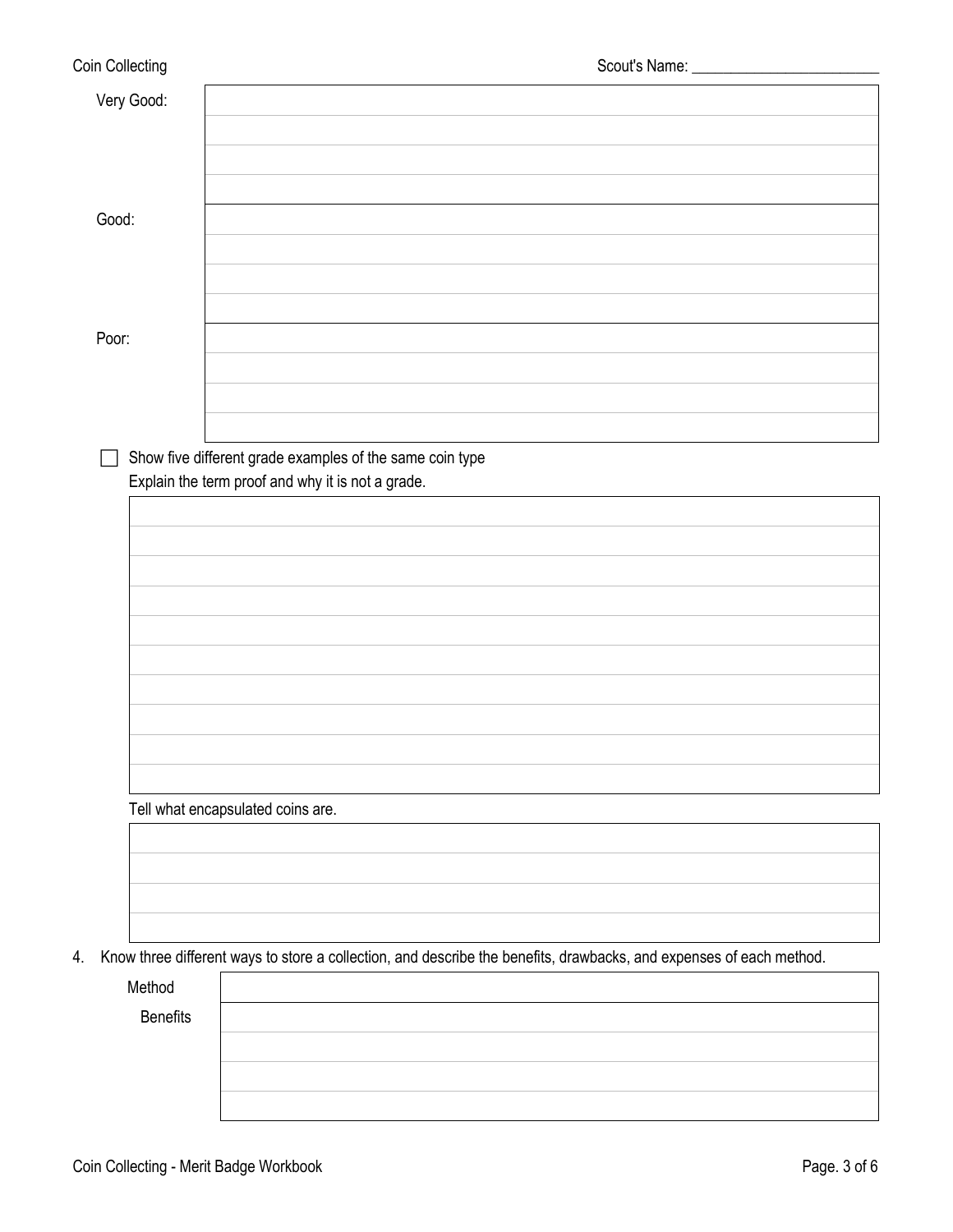Very Good:

Good:

Poor:

- [ ] Show five different grade examples of the same coin type

Explain the term proof and why it is not a grade.

Tell what encapsulated coins are.

4. Know three different ways to store a collection, and describe the benefits, drawbacks, and expenses of each method.

| Method | |
|---|---|
| Benefits | |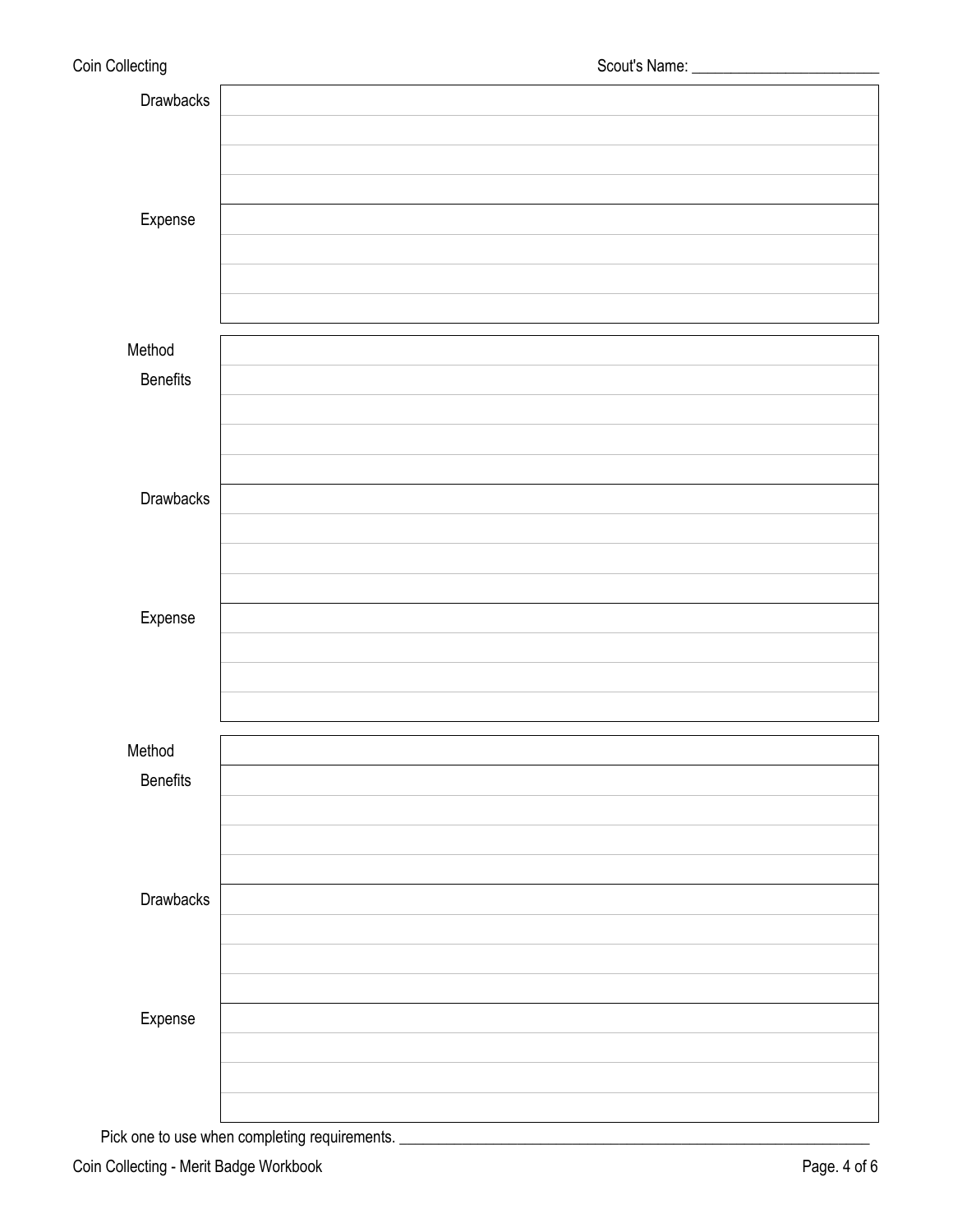Scout's Name: ________________________

| | |
|---|---|
| Drawbacks | |
| | |
| | |
| | |
| Expense | |
| | |
| | |
| | |

| | |
|---|---|
| Method | |
| Benefits | |
| | |
| | |
| | |
| Drawbacks | |
| | |
| | |
| | |
| Expense | |
| | |
| | |
| | |

| | |
|---|---|
| Method | |
| Benefits | |
| | |
| | |
| | |
| Drawbacks | |
| | |
| | |
| | |
| Expense | |
| | |
| | |
| | |

Pick one to use when completing requirements. ____________________________________________________________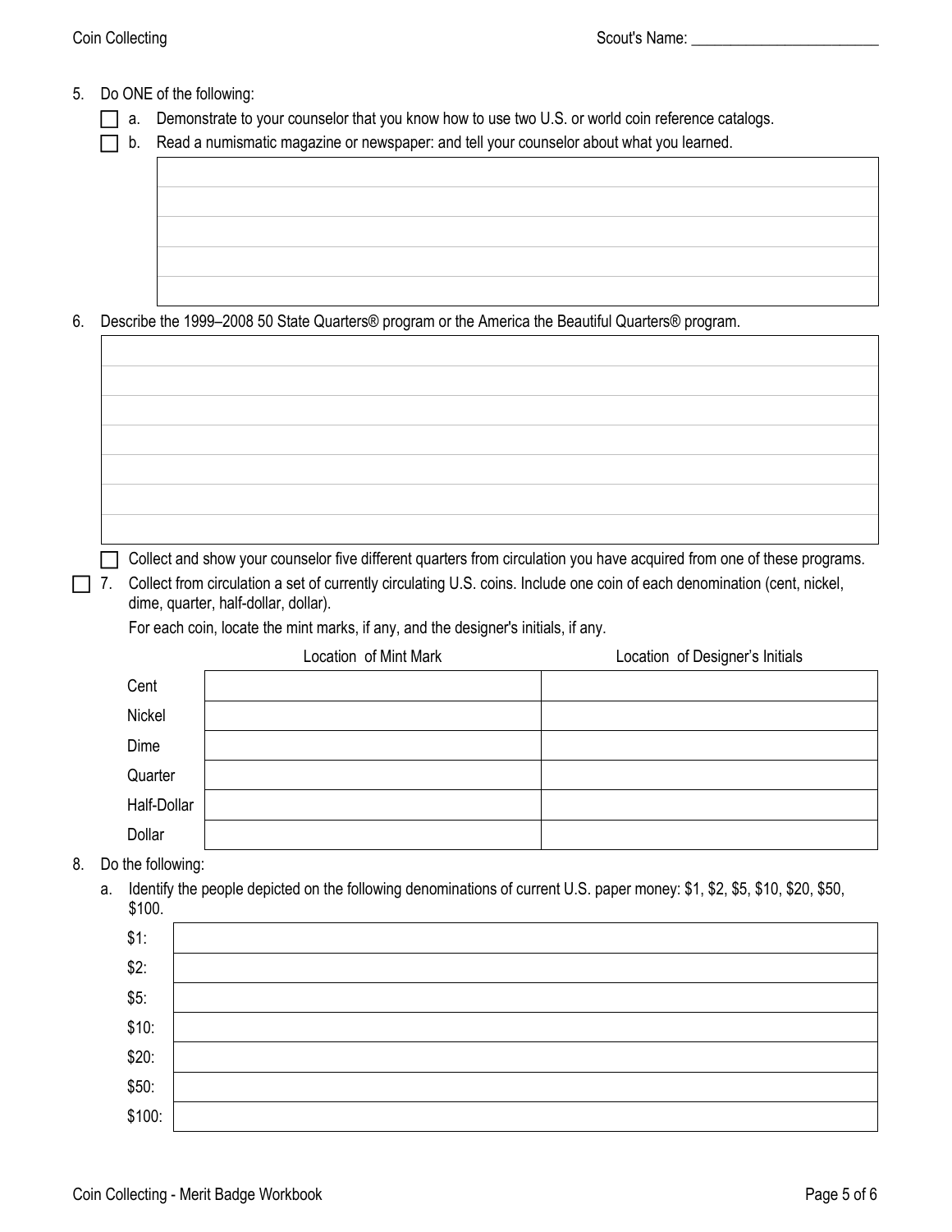5. Do ONE of the following:
   - [ ] a. Demonstrate to your counselor that you know how to use two U.S. or world coin reference catalogs.
   - [ ] b. Read a numismatic magazine or newspaper: and tell your counselor about what you learned.

| |
|---|
| |
| |
| |
| |
| |

6. Describe the 1999–2008 50 State Quarters® program or the America the Beautiful Quarters® program.

| |
|---|
| |
| |
| |
| |
| |
| |
| |

   - [ ] Collect and show your counselor five different quarters from circulation you have acquired from one of these programs.

- [ ] 7. Collect from circulation a set of currently circulating U.S. coins. Include one coin of each denomination (cent, nickel, dime, quarter, half-dollar, dollar).

   For each coin, locate the mint marks, if any, and the designer's initials, if any.

| | Location of Mint Mark | Location of Designer's Initials |
|---|---|---|
| Cent | | |
| Nickel | | |
| Dime | | |
| Quarter | | |
| Half-Dollar | | |
| Dollar | | |

8. Do the following:
   a. Identify the people depicted on the following denominations of current U.S. paper money: $1, $2, $5, $10, $20, $50, $100.

| | |
|---|---|
| $1: | |
| $2: | |
| $5: | |
| $10: | |
| $20: | |
| $50: | |
| $100: | |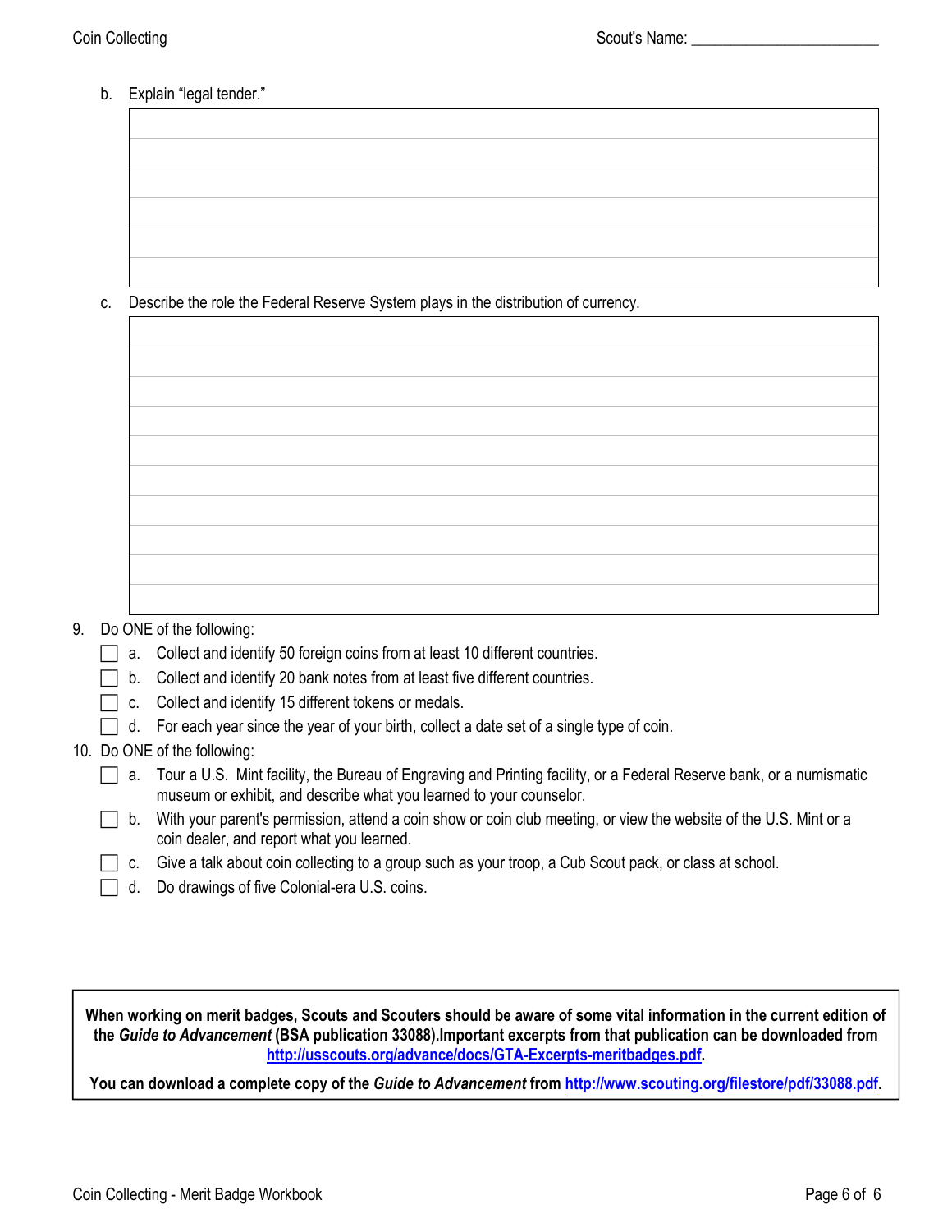b. Explain "legal tender."

c. Describe the role the Federal Reserve System plays in the distribution of currency.

9. Do ONE of the following:
   - ☐ a. Collect and identify 50 foreign coins from at least 10 different countries.
   - ☐ b. Collect and identify 20 bank notes from at least five different countries.
   - ☐ c. Collect and identify 15 different tokens or medals.
   - ☐ d. For each year since the year of your birth, collect a date set of a single type of coin.

10. Do ONE of the following:
    - ☐ a. Tour a U.S. Mint facility, the Bureau of Engraving and Printing facility, or a Federal Reserve bank, or a numismatic museum or exhibit, and describe what you learned to your counselor.
    - ☐ b. With your parent's permission, attend a coin show or coin club meeting, or view the website of the U.S. Mint or a coin dealer, and report what you learned.
    - ☐ c. Give a talk about coin collecting to a group such as your troop, a Cub Scout pack, or class at school.
    - ☐ d. Do drawings of five Colonial-era U.S. coins.

**When working on merit badges, Scouts and Scouters should be aware of some vital information in the current edition of the *Guide to Advancement* (BSA publication 33088).Important excerpts from that publication can be downloaded from [http://usscouts.org/advance/docs/GTA-Excerpts-meritbadges.pdf](http://usscouts.org/advance/docs/GTA-Excerpts-meritbadges.pdf).**

**You can download a complete copy of the *Guide to Advancement* from [http://www.scouting.org/filestore/pdf/33088.pdf](http://www.scouting.org/filestore/pdf/33088.pdf).**